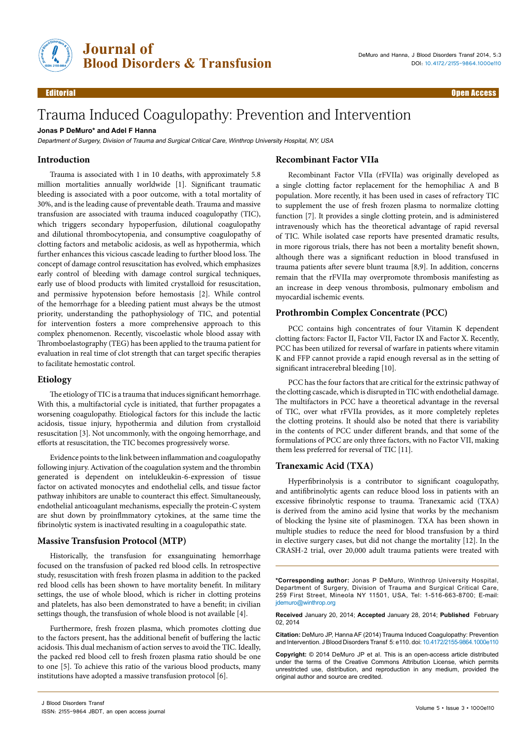Editorial

Open Access

# Trauma Induced Coagulopathy: Prevention and Intervention

**Jonas P DeMuro\* and Adel F Hanna**

*Department of Surgery, Division of Trauma and Surgical Critical Care, Winthrop University Hospital, NY, USA*

## Introduction

Trauma is associated with 1 in 10 deaths, with approximately 5.8 million mortalities annually worldwide [1]. Significant traumatic bleeding is associated with a poor outcome, with a total mortality of 30%, and is the leading cause of preventable death. Trauma and massive transfusion are associated with trauma induced coagulopathy (TIC), which triggers secondary hypoperfusion, dilutional coagulopathy and dilutional thrombocytopenia, and consumptive coagulopathy of clotting factors and metabolic acidosis, as well as hypothermia, which further enhances this vicious cascade leading to further blood loss. The concept of damage control resuscitation has evolved, which emphasizes early control of bleeding with damage control surgical techniques, early use of blood products with limited crystalloid for resuscitation, and permissive hypotension before hemostasis [2]. While control of the hemorrhage for a bleeding patient must always be the utmost priority, understanding the pathophysiology of TIC, and potential for intervention fosters a more comprehensive approach to this complex phenomenon. Recently, viscoelastic whole blood assay with Thromboelastography (TEG) has been applied to the trauma patient for evaluation in real time of clot strength that can target specific therapies to facilitate hemostatic control.

## Etiology

The etiology of TIC is a trauma that induces significant hemorrhage. With this, a multifactorial cycle is initiated, that further propagates a worsening coagulopathy. Etiological factors for this include the lactic acidosis, tissue injury, hypothermia and dilution from crystalloid resuscitation [3]. Not uncommonly, with the ongoing hemorrhage, and efforts at resuscitation, the TIC becomes progressively worse.

Evidence points to the link between inflammation and coagulopathy following injury. Activation of the coagulation system and the thrombin generated is dependent on intelukleukin-6-expression of tissue factor on activated monocytes and endothelial cells, and tissue factor pathway inhibitors are unable to counteract this effect. Simultaneously, endothelial anticoagulant mechanisms, especially the protein-C system are shut down by proinflmmatory cytokines, at the same time the fibrinolytic system is inactivated resulting in a coagulopathic state.

## Massive Transfusion Protocol (MTP)

Historically, the transfusion for exsanguinating hemorrhage focused on the transfusion of packed red blood cells. In retrospective study, resuscitation with fresh frozen plasma in addition to the packed red blood cells has been shown to have mortality benefit. In military settings, the use of whole blood, which is richer in clotting proteins and platelets, has also been demonstrated to have a benefit; in civilian settings though, the transfusion of whole blood is not available [4].

Furthermore, fresh frozen plasma, which promotes clotting due to the factors present, has the additional benefit of buffering the lactic acidosis. This dual mechanism of action serves to avoid the TIC. Ideally, the packed red blood cell to fresh frozen plasma ratio should be one to one [5]. To achieve this ratio of the various blood products, many institutions have adopted a massive transfusion protocol [6].

## Recombinant Factor VIIa

Recombinant Factor VIIa (rFVIIa) was originally developed as a single clotting factor replacement for the hemophiliac A and B population. More recently, it has been used in cases of refractory TIC to supplement the use of fresh frozen plasma to normalize clotting function [7]. It provides a single clotting protein, and is administered intravenously which has the theoretical advantage of rapid reversal of TIC. While isolated case reports have presented dramatic results, in more rigorous trials, there has not been a mortality benefit shown, although there was a significant reduction in blood transfused in trauma patients after severe blunt trauma [8,9]. In addition, concerns remain that the rFVIIa may overpromote thrombosis manifesting as an increase in deep venous thrombosis, pulmonary embolism and myocardial ischemic events.

## Prothrombin Complex Concentrate (PCC)

PCC contains high concentrates of four Vitamin K dependent clotting factors: Factor II, Factor VII, Factor IX and Factor X. Recently, PCC has been utilized for reversal of warfare in patients where vitamin K and FFP cannot provide a rapid enough reversal as in the setting of significant intracerebral bleeding [10].

PCC has the four factors that are critical for the extrinsic pathway of the clotting cascade, which is disrupted in TIC with endothelial damage. The multifactors in PCC have a theoretical advantage in the reversal of TIC, over what rFVIIa provides, as it more completely repletes the clotting proteins. It should also be noted that there is variability in the contents of PCC under different brands, and that some of the formulations of PCC are only three factors, with no Factor VII, making them less preferred for reversal of TIC [11].

## Tranexamic Acid (TXA)

Hyperfibrinolysis is a contributor to significant coagulopathy, and antifibrinolytic agents can reduce blood loss in patients with an excessive fibrinolytic response to trauma. Tranexamic acid (TXA) is derived from the amino acid lysine that works by the mechanism of blocking the lysine site of plasminogen. TXA has been shown in multiple studies to reduce the need for blood transfusion by a third in elective surgery cases, but did not change the mortality [12]. In the CRASH-2 trial, over 20,000 adult trauma patients were treated with

---

**\*Corresponding author:** Jonas P DeMuro, Winthrop University Hospital, Department of Surgery, Division of Trauma and Surgical Critical Care, 259 First Street, Mineola NY 11501, USA, Tel: 1-516-663-8700; E-mail: jdemuro@winthrop.org

**Received** January 20, 2014; **Accepted** January 28, 2014; **Published** February 02, 2014

**Citation:** DeMuro JP, Hanna AF (2014) Trauma Induced Coagulopathy: Prevention and Intervention. J Blood Disorders Transf 5: e110. doi: 10.4172/2155-9864.1000e110

**Copyright:** © 2014 DeMuro JP et al. This is an open-access article distributed under the terms of the Creative Commons Attribution License, which permits unrestricted use, distribution, and reproduction in any medium, provided the original author and source are credited.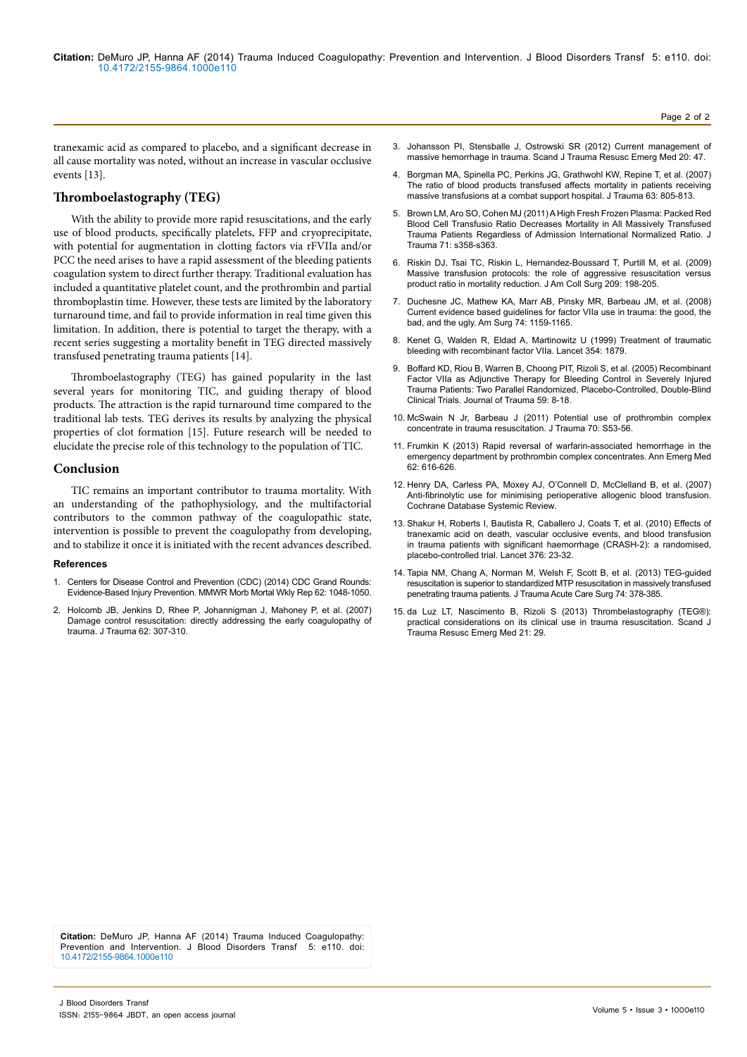tranexamic acid as compared to placebo, and a significant decrease in all cause mortality was noted, without an increase in vascular occlusive events [13].

## Thromboelastography (TEG)

With the ability to provide more rapid resuscitations, and the early use of blood products, specifically platelets, FFP and cryoprecipitate, with potential for augmentation in clotting factors via rFVIIa and/or PCC the need arises to have a rapid assessment of the bleeding patients coagulation system to direct further therapy. Traditional evaluation has included a quantitative platelet count, and the prothrombin and partial thromboplastin time. However, these tests are limited by the laboratory turnaround time, and fail to provide information in real time given this limitation. In addition, there is potential to target the therapy, with a recent series suggesting a mortality benefit in TEG directed massively transfused penetrating trauma patients [14].

Thromboelastography (TEG) has gained popularity in the last several years for monitoring TIC, and guiding therapy of blood products. The attraction is the rapid turnaround time compared to the traditional lab tests. TEG derives its results by analyzing the physical properties of clot formation [15]. Future research will be needed to elucidate the precise role of this technology to the population of TIC.

## Conclusion

TIC remains an important contributor to trauma mortality. With an understanding of the pathophysiology, and the multifactorial contributors to the common pathway of the coagulopathic state, intervention is possible to prevent the coagulopathy from developing, and to stabilize it once it is initiated with the recent advances described.

### References

1. Centers for Disease Control and Prevention (CDC) (2014) CDC Grand Rounds: Evidence-Based Injury Prevention. MMWR Morb Mortal Wkly Rep 62: 1048-1050.
2. Holcomb JB, Jenkins D, Rhee P, Johannigman J, Mahoney P, et al. (2007) Damage control resuscitation: directly addressing the early coagulopathy of trauma. J Trauma 62: 307-310.
3. Johansson PI, Stensballe J, Ostrowski SR (2012) Current management of massive hemorrhage in trauma. Scand J Trauma Resusc Emerg Med 20: 47.
4. Borgman MA, Spinella PC, Perkins JG, Grathwohl KW, Repine T, et al. (2007) The ratio of blood products transfused affects mortality in patients receiving massive transfusions at a combat support hospital. J Trauma 63: 805-813.
5. Brown LM, Aro SO, Cohen MJ (2011) A High Fresh Frozen Plasma: Packed Red Blood Cell Transfusio Ratio Decreases Mortality in All Massively Transfused Trauma Patients Regardless of Admission International Normalized Ratio. J Trauma 71: s358-s363.
6. Riskin DJ, Tsai TC, Riskin L, Hernandez-Boussard T, Purtill M, et al. (2009) Massive transfusion protocols: the role of aggressive resuscitation versus product ratio in mortality reduction. J Am Coll Surg 209: 198-205.
7. Duchesne JC, Mathew KA, Marr AB, Pinsky MR, Barbeau JM, et al. (2008) Current evidence based guidelines for factor VIIa use in trauma: the good, the bad, and the ugly. Am Surg 74: 1159-1165.
8. Kenet G, Walden R, Eldad A, Martinowitz U (1999) Treatment of traumatic bleeding with recombinant factor VIIa. Lancet 354: 1879.
9. Boffard KD, Riou B, Warren B, Choong PIT, Rizoli S, et al. (2005) Recombinant Factor VIIa as Adjunctive Therapy for Bleeding Control in Severely Injured Trauma Patients: Two Parallel Randomized, Placebo-Controlled, Double-Blind Clinical Trials. Journal of Trauma 59: 8-18.
10. McSwain N Jr, Barbeau J (2011) Potential use of prothrombin complex concentrate in trauma resuscitation. J Trauma 70: S53-56.
11. Frumkin K (2013) Rapid reversal of warfarin-associated hemorrhage in the emergency department by prothrombin complex concentrates. Ann Emerg Med 62: 616-626.
12. Henry DA, Carless PA, Moxey AJ, O'Connell D, McClelland B, et al. (2007) Anti-fibrinolytic use for minimising perioperative allogenic blood transfusion. Cochrane Database Systemic Review.
13. Shakur H, Roberts I, Bautista R, Caballero J, Coats T, et al. (2010) Effects of tranexamic acid on death, vascular occlusive events, and blood transfusion in trauma patients with significant haemorrhage (CRASH-2): a randomised, placebo-controlled trial. Lancet 376: 23-32.
14. Tapia NM, Chang A, Norman M, Welsh F, Scott B, et al. (2013) TEG-guided resuscitation is superior to standardized MTP resuscitation in massively transfused penetrating trauma patients. J Trauma Acute Care Surg 74: 378-385.
15. da Luz LT, Nascimento B, Rizoli S (2013) Thrombelastography (TEG®): practical considerations on its clinical use in trauma resuscitation. Scand J Trauma Resusc Emerg Med 21: 29.